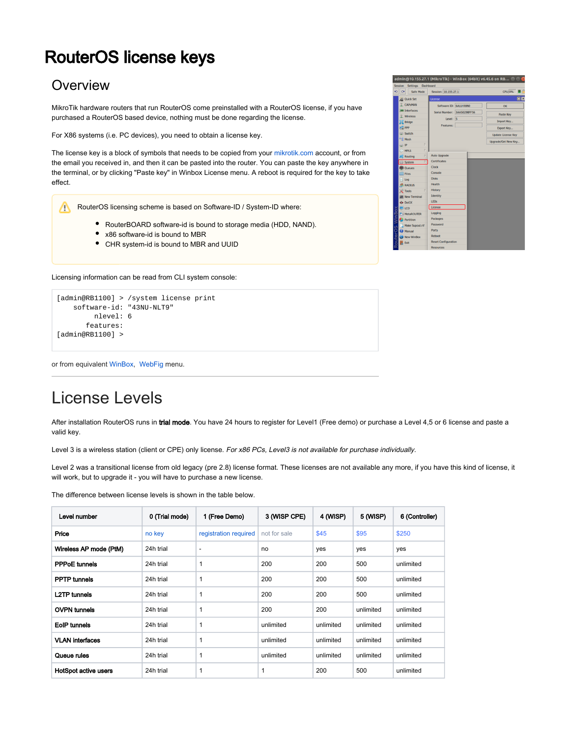# RouterOS license keys

## Overview

MikroTik hardware routers that run RouterOS come preinstalled with a RouterOS license, if you have purchased a RouterOS based device, nothing must be done regarding the license.

For X86 systems (i.e. PC devices), you need to obtain a license key.

The license key is a block of symbols that needs to be copied from your mikrotik.com account, or from the email you received in, and then it can be pasted into the router. You can paste the key anywhere in the terminal, or by clicking "Paste key" in Winbox License menu. A reboot is required for the key to take effect.

> RouterOS licensing scheme is based on Software-ID / System-ID where:
>
> - RouterBOARD software-id is bound to storage media (HDD, NAND).
> - x86 software-id is bound to MBR
> - CHR system-id is bound to MBR and UUID

Licensing information can be read from CLI system console:

```
[admin@RB1100] > /system license print
    software-id: "43NU-NLT9"
         nlevel: 6
       features:
[admin@RB1100] >
```

or from equivalent WinBox, WebFig menu.

## License Levels

After installation RouterOS runs in **trial mode**. You have 24 hours to register for Level1 (Free demo) or purchase a Level 4,5 or 6 license and paste a valid key.

Level 3 is a wireless station (client or CPE) only license. *For x86 PCs, Level3 is not available for purchase individually.*

Level 2 was a transitional license from old legacy (pre 2.8) license format. These licenses are not available any more, if you have this kind of license, it will work, but to upgrade it - you will have to purchase a new license.

The difference between license levels is shown in the table below.

| Level number | 0 (Trial mode) | 1 (Free Demo) | 3 (WISP CPE) | 4 (WISP) | 5 (WISP) | 6 (Controller) |
|---|---|---|---|---|---|---|
| **Price** | no key | registration required | not for sale | $45 | $95 | $250 |
| **Wireless AP mode (PtM)** | 24h trial | - | no | yes | yes | yes |
| **PPPoE tunnels** | 24h trial | 1 | 200 | 200 | 500 | unlimited |
| **PPTP tunnels** | 24h trial | 1 | 200 | 200 | 500 | unlimited |
| **L2TP tunnels** | 24h trial | 1 | 200 | 200 | 500 | unlimited |
| **OVPN tunnels** | 24h trial | 1 | 200 | 200 | unlimited | unlimited |
| **EoIP tunnels** | 24h trial | 1 | unlimited | unlimited | unlimited | unlimited |
| **VLAN interfaces** | 24h trial | 1 | unlimited | unlimited | unlimited | unlimited |
| **Queue rules** | 24h trial | 1 | unlimited | unlimited | unlimited | unlimited |
| **HotSpot active users** | 24h trial | 1 | 1 | 200 | 500 | unlimited |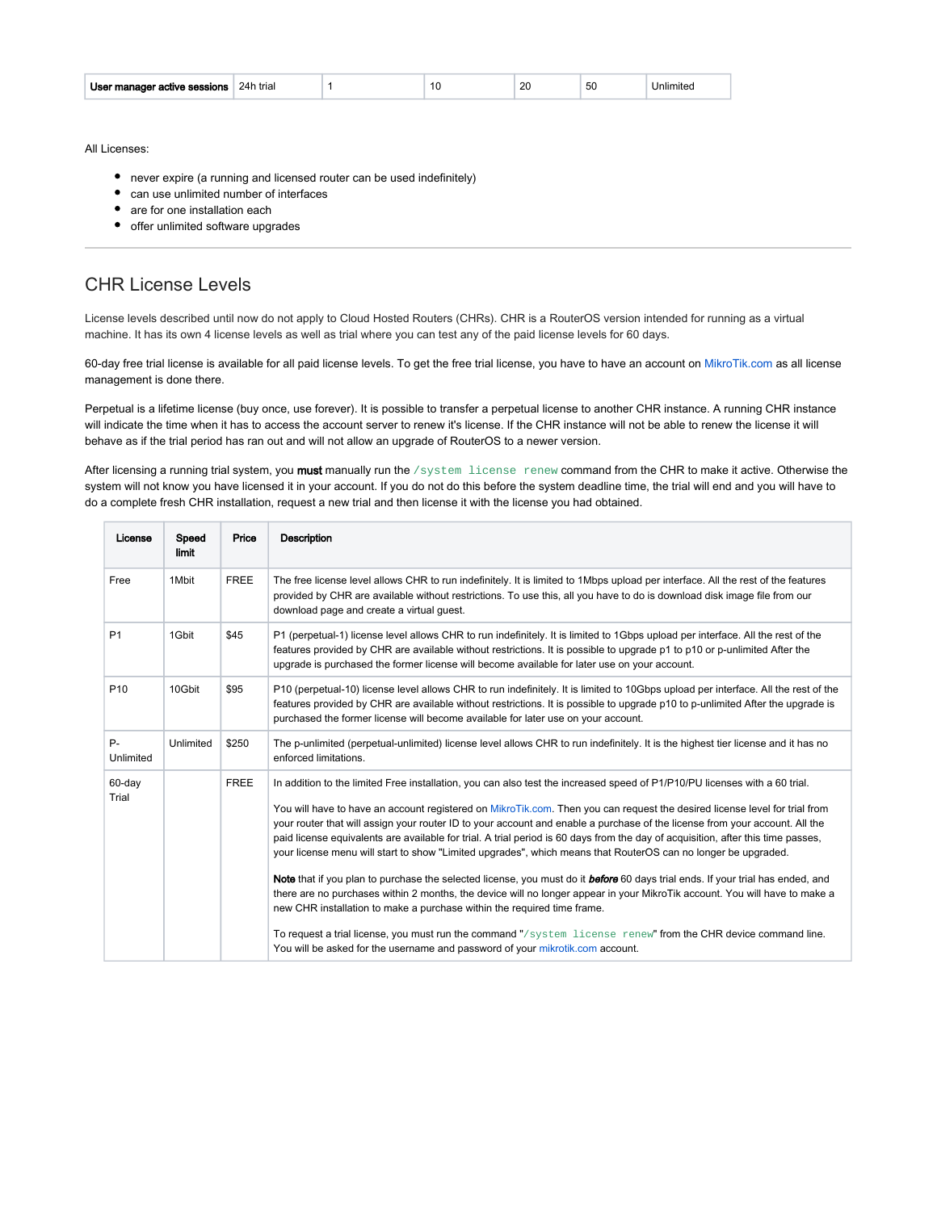| User manager active sessions | 24h trial | 1 | 10 | 20 | 50 | Unlimited |
|---|---|---|---|---|---|---|

All Licenses:

- never expire (a running and licensed router can be used indefinitely)
- can use unlimited number of interfaces
- are for one installation each
- offer unlimited software upgrades

---

## CHR License Levels

License levels described until now do not apply to Cloud Hosted Routers (CHRs). CHR is a RouterOS version intended for running as a virtual machine. It has its own 4 license levels as well as trial where you can test any of the paid license levels for 60 days.

60-day free trial license is available for all paid license levels. To get the free trial license, you have to have an account on MikroTik.com as all license management is done there.

Perpetual is a lifetime license (buy once, use forever). It is possible to transfer a perpetual license to another CHR instance. A running CHR instance will indicate the time when it has to access the account server to renew it's license. If the CHR instance will not be able to renew the license it will behave as if the trial period has ran out and will not allow an upgrade of RouterOS to a newer version.

After licensing a running trial system, you **must** manually run the `/system license renew` command from the CHR to make it active. Otherwise the system will not know you have licensed it in your account. If you do not do this before the system deadline time, the trial will end and you will have to do a complete fresh CHR installation, request a new trial and then license it with the license you had obtained.

| License | Speed limit | Price | Description |
|---|---|---|---|
| Free | 1Mbit | FREE | The free license level allows CHR to run indefinitely. It is limited to 1Mbps upload per interface. All the rest of the features provided by CHR are available without restrictions. To use this, all you have to do is download disk image file from our download page and create a virtual guest. |
| P1 | 1Gbit | $45 | P1 (perpetual-1) license level allows CHR to run indefinitely. It is limited to 1Gbps upload per interface. All the rest of the features provided by CHR are available without restrictions. It is possible to upgrade p1 to p10 or p-unlimited After the upgrade is purchased the former license will become available for later use on your account. |
| P10 | 10Gbit | $95 | P10 (perpetual-10) license level allows CHR to run indefinitely. It is limited to 10Gbps upload per interface. All the rest of the features provided by CHR are available without restrictions. It is possible to upgrade p10 to p-unlimited After the upgrade is purchased the former license will become available for later use on your account. |
| P-Unlimited | Unlimited | $250 | The p-unlimited (perpetual-unlimited) license level allows CHR to run indefinitely. It is the highest tier license and it has no enforced limitations. |
| 60-day Trial | | FREE | In addition to the limited Free installation, you can also test the increased speed of P1/P10/PU licenses with a 60 trial.<br><br>You will have to have an account registered on MikroTik.com. Then you can request the desired license level for trial from your router that will assign your router ID to your account and enable a purchase of the license from your account. All the paid license equivalents are available for trial. A trial period is 60 days from the day of acquisition, after this time passes, your license menu will start to show "Limited upgrades", which means that RouterOS can no longer be upgraded.<br><br>**Note** that if you plan to purchase the selected license, you must do it ***before*** 60 days trial ends. If your trial has ended, and there are no purchases within 2 months, the device will no longer appear in your MikroTik account. You will have to make a new CHR installation to make a purchase within the required time frame.<br><br>To request a trial license, you must run the command "`/system license renew`" from the CHR device command line. You will be asked for the username and password of your mikrotik.com account. |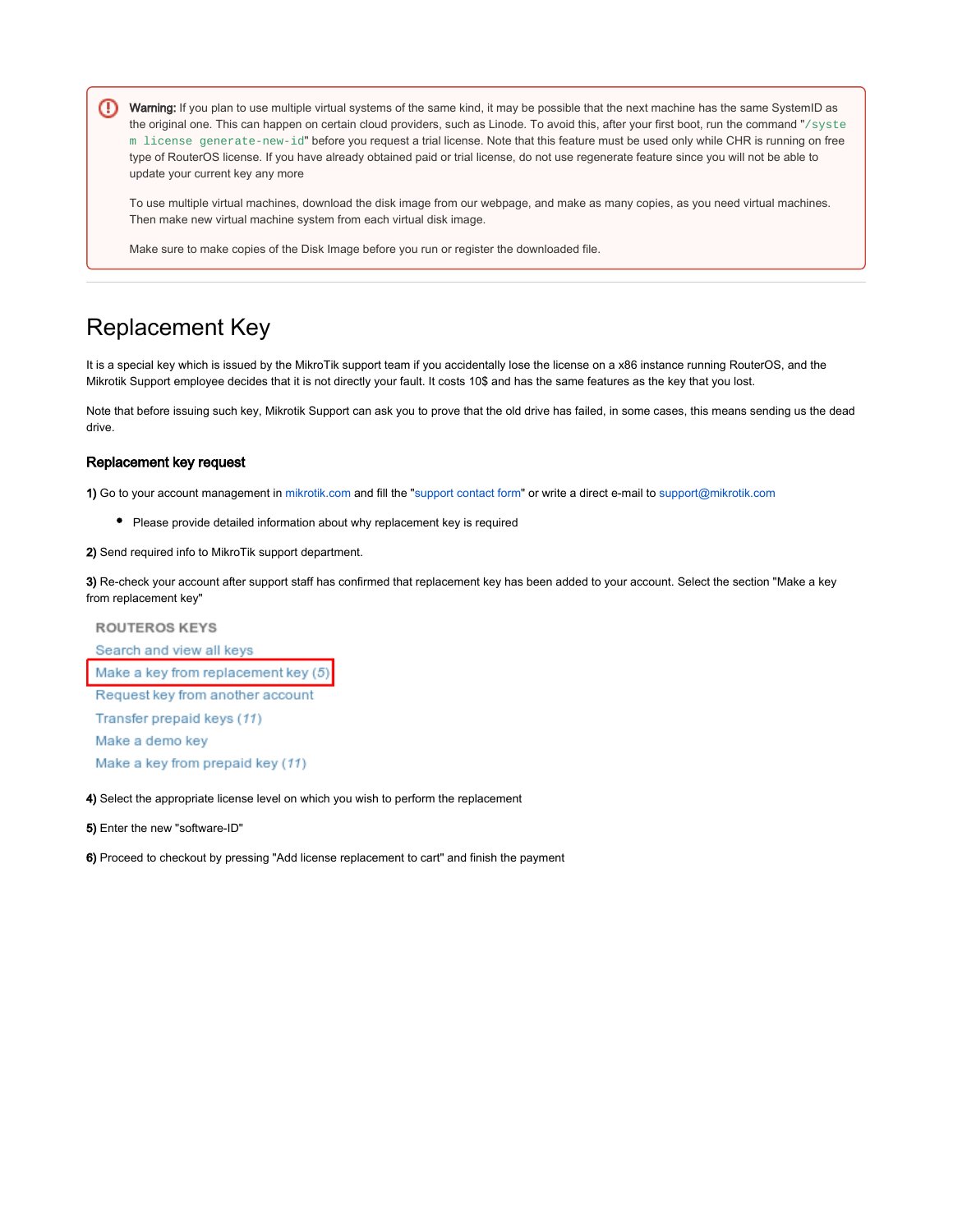> **Warning:** If you plan to use multiple virtual systems of the same kind, it may be possible that the next machine has the same SystemID as the original one. This can happen on certain cloud providers, such as Linode. To avoid this, after your first boot, run the command "`/system license generate-new-id`" before you request a trial license. Note that this feature must be used only while CHR is running on free type of RouterOS license. If you have already obtained paid or trial license, do not use regenerate feature since you will not be able to update your current key any more
>
> To use multiple virtual machines, download the disk image from our webpage, and make as many copies, as you need virtual machines. Then make new virtual machine system from each virtual disk image.
>
> Make sure to make copies of the Disk Image before you run or register the downloaded file.

---

# Replacement Key

It is a special key which is issued by the MikroTik support team if you accidentally lose the license on a x86 instance running RouterOS, and the Mikrotik Support employee decides that it is not directly your fault. It costs 10$ and has the same features as the key that you lost.

Note that before issuing such key, Mikrotik Support can ask you to prove that the old drive has failed, in some cases, this means sending us the dead drive.

### Replacement key request

**1)** Go to your account management in mikrotik.com and fill the "support contact form" or write a direct e-mail to support@mikrotik.com

- Please provide detailed information about why replacement key is required

**2)** Send required info to MikroTik support department.

**3)** Re-check your account after support staff has confirmed that replacement key has been added to your account. Select the section "Make a key from replacement key"

ROUTEROS KEYS
- Search and view all keys
- Make a key from replacement key (5)
- Request key from another account
- Transfer prepaid keys (11)
- Make a demo key
- Make a key from prepaid key (11)

**4)** Select the appropriate license level on which you wish to perform the replacement

**5)** Enter the new "software-ID"

**6)** Proceed to checkout by pressing "Add license replacement to cart" and finish the payment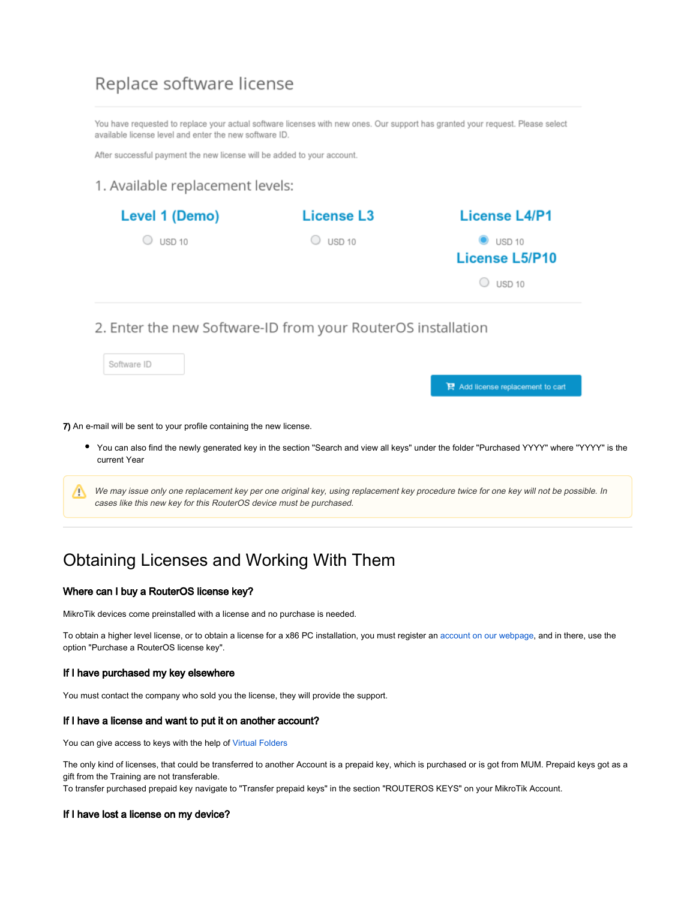## Replace software license

You have requested to replace your actual software licenses with new ones. Our support has granted your request. Please select available license level and enter the new software ID.

After successful payment the new license will be added to your account.

### 1. Available replacement levels:

**Level 1 (Demo)**

- ○ USD 10

**License L3**

- ○ USD 10

**License L4/P1**

- ● USD 10

**License L5/P10**

- ○ USD 10

### 2. Enter the new Software-ID from your RouterOS installation

Software ID

Add license replacement to cart

**7)** An e-mail will be sent to your profile containing the new license.

- You can also find the newly generated key in the section "Search and view all keys" under the folder "Purchased YYYY" where "YYYY" is the current Year

> ⚠ *We may issue only one replacement key per one original key, using replacement key procedure twice for one key will not be possible. In cases like this new key for this RouterOS device must be purchased.*

---

# Obtaining Licenses and Working With Them

### Where can I buy a RouterOS license key?

MikroTik devices come preinstalled with a license and no purchase is needed.

To obtain a higher level license, or to obtain a license for a x86 PC installation, you must register an account on our webpage, and in there, use the option "Purchase a RouterOS license key".

### If I have purchased my key elsewhere

You must contact the company who sold you the license, they will provide the support.

### If I have a license and want to put it on another account?

You can give access to keys with the help of Virtual Folders

The only kind of licenses, that could be transferred to another Account is a prepaid key, which is purchased or is got from MUM. Prepaid keys got as a gift from the Training are not transferable.
To transfer purchased prepaid key navigate to "Transfer prepaid keys" in the section "ROUTEROS KEYS" on your MikroTik Account.

### If I have lost a license on my device?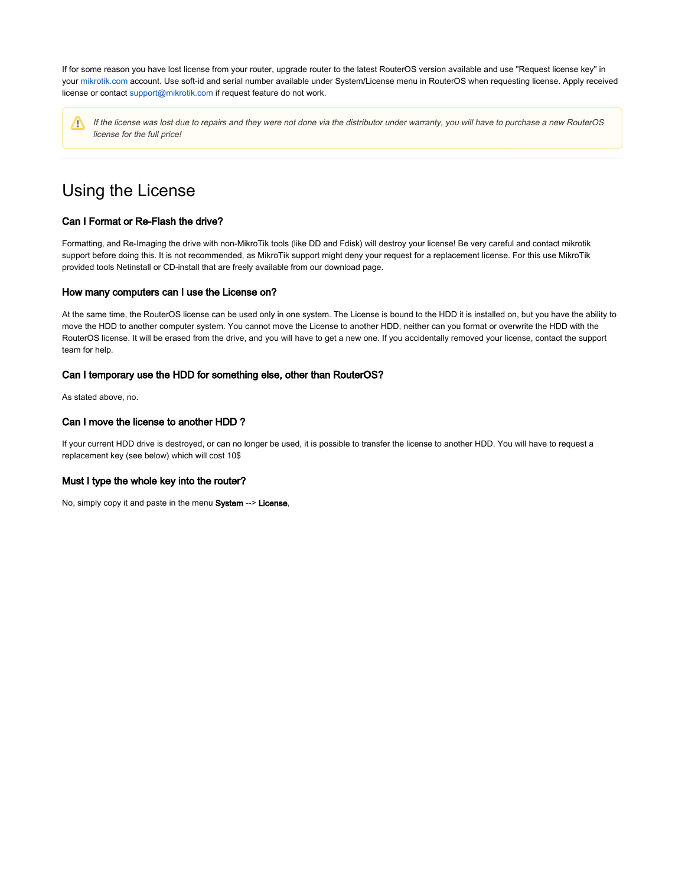If for some reason you have lost license from your router, upgrade router to the latest RouterOS version available and use "Request license key" in your mikrotik.com account. Use soft-id and serial number available under System/License menu in RouterOS when requesting license. Apply received license or contact support@mikrotik.com if request feature do not work.

> ⚠️ *If the license was lost due to repairs and they were not done via the distributor under warranty, you will have to purchase a new RouterOS license for the full price!*

---

# Using the License

### Can I Format or Re-Flash the drive?

Formatting, and Re-Imaging the drive with non-MikroTik tools (like DD and Fdisk) will destroy your license! Be very careful and contact mikrotik support before doing this. It is not recommended, as MikroTik support might deny your request for a replacement license. For this use MikroTik provided tools Netinstall or CD-install that are freely available from our download page.

### How many computers can I use the License on?

At the same time, the RouterOS license can be used only in one system. The License is bound to the HDD it is installed on, but you have the ability to move the HDD to another computer system. You cannot move the License to another HDD, neither can you format or overwrite the HDD with the RouterOS license. It will be erased from the drive, and you will have to get a new one. If you accidentally removed your license, contact the support team for help.

### Can I temporary use the HDD for something else, other than RouterOS?

As stated above, no.

### Can I move the license to another HDD ?

If your current HDD drive is destroyed, or can no longer be used, it is possible to transfer the license to another HDD. You will have to request a replacement key (see below) which will cost 10$

### Must I type the whole key into the router?

No, simply copy it and paste in the menu **System** --> **License**,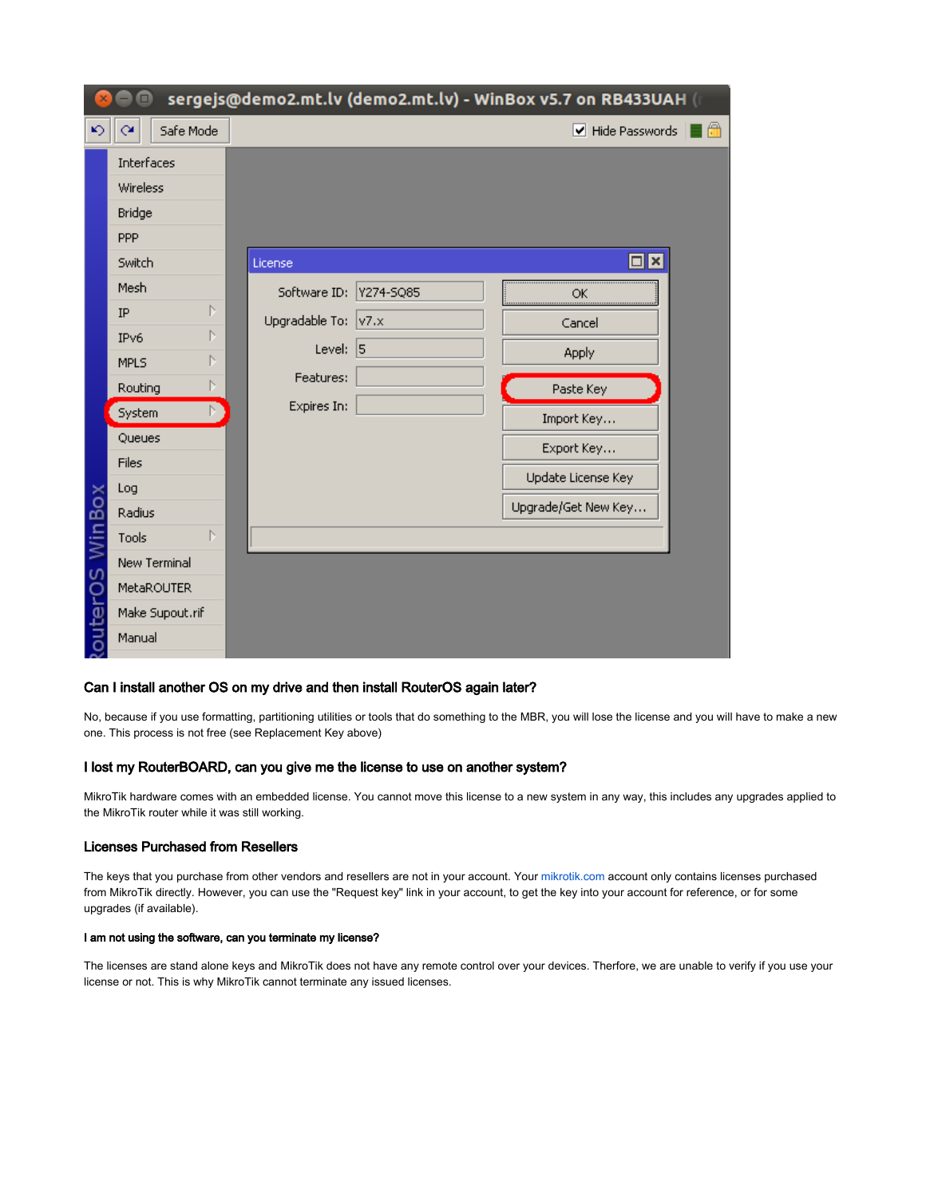### Can I install another OS on my drive and then install RouterOS again later?

No, because if you use formatting, partitioning utilities or tools that do something to the MBR, you will lose the license and you will have to make a new one. This process is not free (see Replacement Key above)

### I lost my RouterBOARD, can you give me the license to use on another system?

MikroTik hardware comes with an embedded license. You cannot move this license to a new system in any way, this includes any upgrades applied to the MikroTik router while it was still working.

### Licenses Purchased from Resellers

The keys that you purchase from other vendors and resellers are not in your account. Your mikrotik.com account only contains licenses purchased from MikroTik directly. However, you can use the "Request key" link in your account, to get the key into your account for reference, or for some upgrades (if available).

#### I am not using the software, can you terminate my license?

The licenses are stand alone keys and MikroTik does not have any remote control over your devices. Therfore, we are unable to verify if you use your license or not. This is why MikroTik cannot terminate any issued licenses.